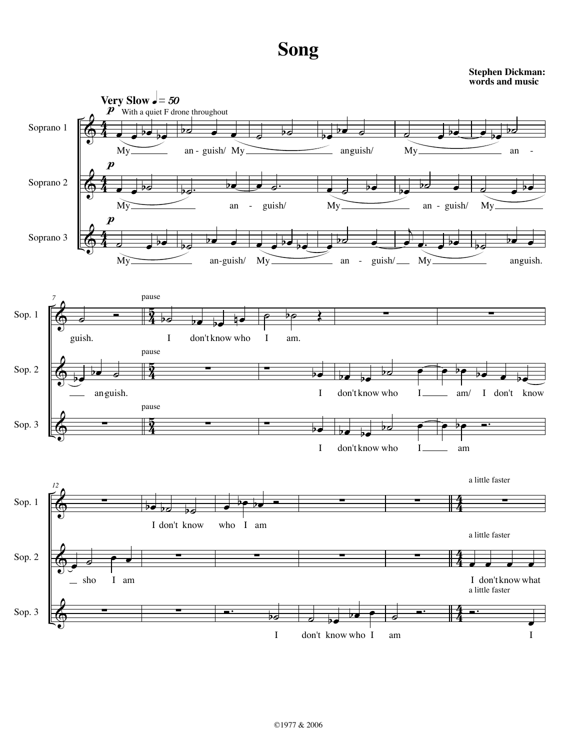# Song

**Stephen Dickman: words and music**

**Very Slow** ♩= 50

*p* With a quiet F drone throughout

Soprano 1: My anguish/ My anguish/ My an - guish. I don't know who I am. I don't know who I am

Soprano 2: My an - guish/ My an - guish/ My anguish. I don't know who I am/ I don't know sho I am I don't know what

Soprano 3: My an-guish/ My an - guish/ My anguish. I don't know who I am I don't know who I am I

pause

a little faster

©1977 & 2006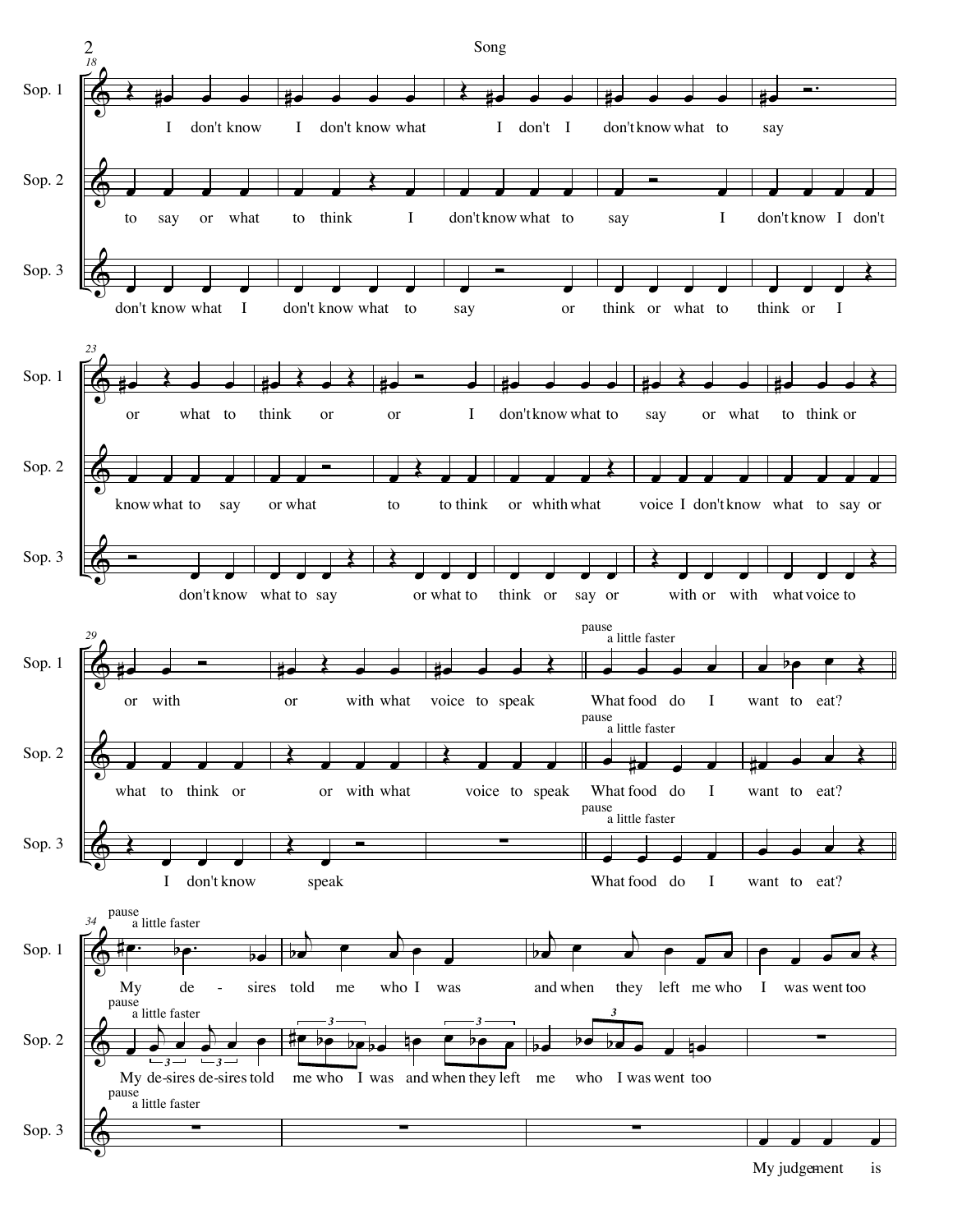**Sop. 1** (m. 18): I don't know I don't know what I don't I don't know what to say

**Sop. 2**: to say or what to think I don't know what to say I don't know I don't

**Sop. 3**: don't know what I don't know what to say or think or what to think or I

**Sop. 1** (m. 23): or what to think or or I don't know what to say or what to think or

**Sop. 2**: know what to say or what to to think or whith what voice I don't know what to say or

**Sop. 3**: don't know what to say or what to think or say or with or with what voice to

**Sop. 1** (m. 29): or with or with what voice to speak | *pause* *a little faster* What food do I want to eat?

**Sop. 2**: what to think or or with what voice to speak | *pause* *a little faster* What food do I want to eat?

**Sop. 3**: I don't know speak | *pause* *a little faster* What food do I want to eat?

**Sop. 1** (m. 34): *pause* *a little faster* My de - sires told me who I was and when they left me who I was went too

**Sop. 2**: *pause* *a little faster* My de-sires de-sires told me who I was and when they left me who I was went too

**Sop. 3**: *pause* *a little faster* My judgement is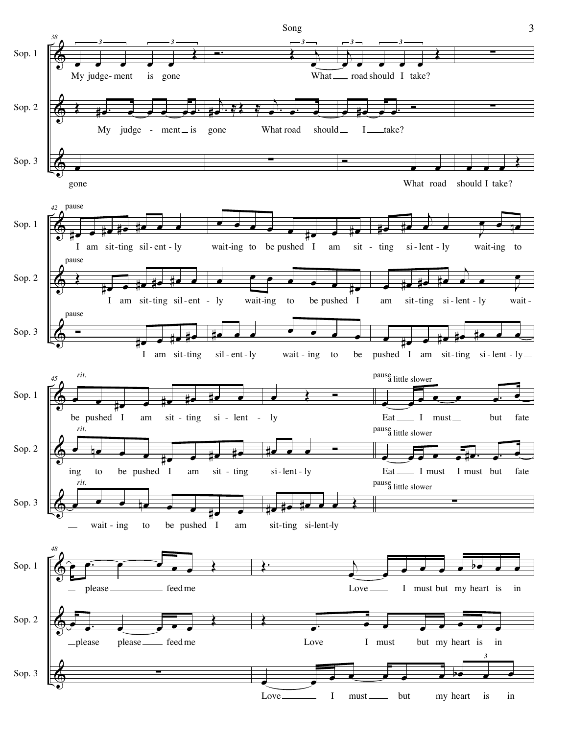**Song**

**m. 38**

Sop. 1: My judge-ment is gone What road should I take?

Sop. 2: My judge - ment is gone What road should I take?

Sop. 3: gone What road should I take?

**m. 42** — *pause*

Sop. 1: I am sit-ting sil-ent-ly wait-ing to be pushed I am sit - ting si - lent - ly wait-ing to

Sop. 2: I am sit-ting sil-ent - ly wait-ing to be pushed I am sit-ting si - lent - ly wait-

Sop. 3: I am sit-ting sil-ent-ly wait - ing to be pushed I am sit-ting si - lent - ly

**m. 45** — *rit.* — *pause* — *a little slower*

Sop. 1: be pushed I am sit - ting si - lent - ly Eat I must but fate

Sop. 2: ing to be pushed I am sit - ting si - lent - ly Eat I must I must but fate

Sop. 3: wait - ing to be pushed I am sit-ting si-lent-ly

**m. 48**

Sop. 1: please feed me Love I must but my heart is in

Sop. 2: please please feed me Love I must but my heart is in

Sop. 3: Love I must but my heart is in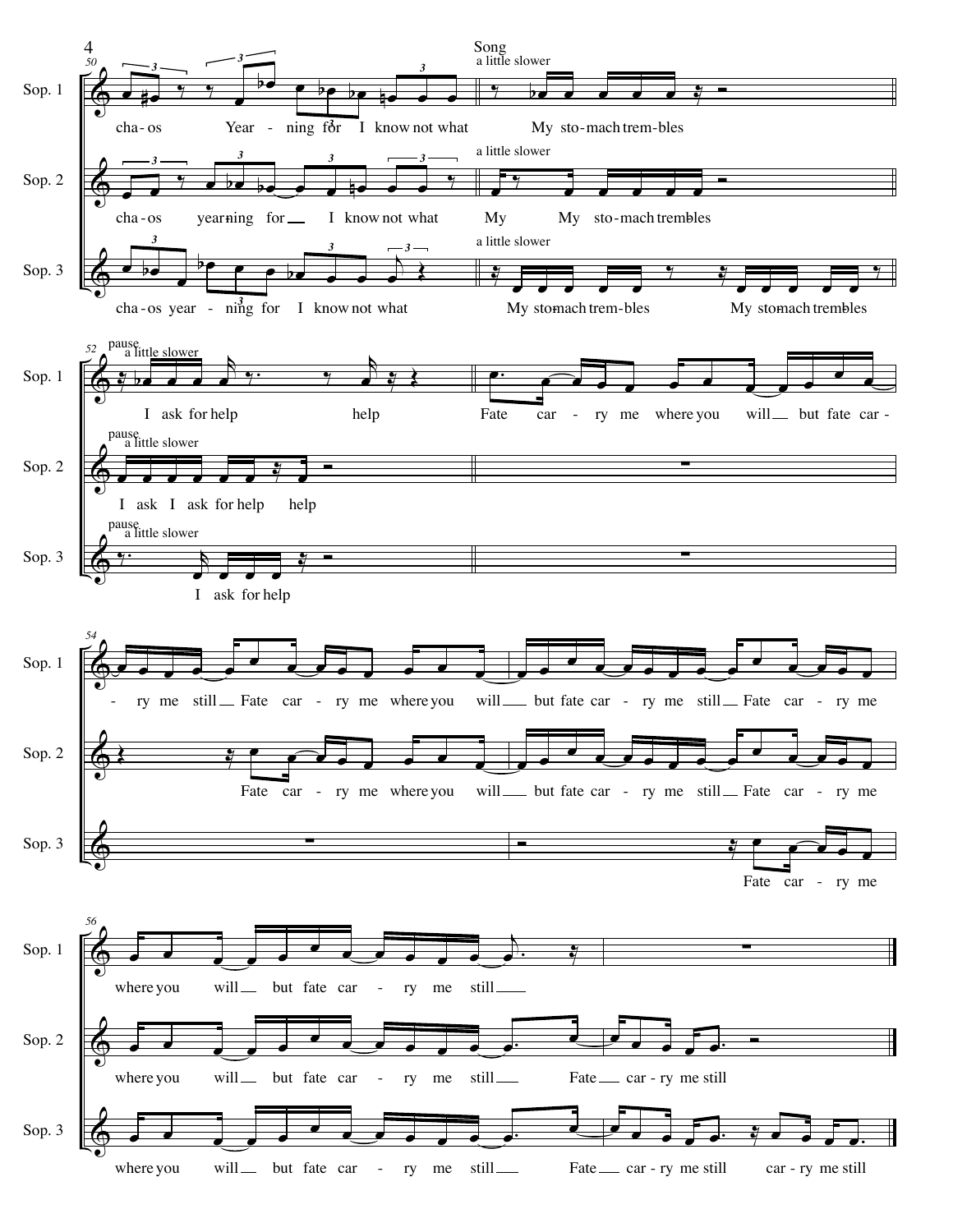**Song**

*a little slower*

Sop. 1: cha - os Year - ning for I know not what / My sto - mach trem - bles

Sop. 2: cha - os year - ning for I know not what / My My sto - mach trem - bles

Sop. 3: cha - os year - ning for I know not what / My sto - mach trem - bles My sto - mach trem - bles

*pause* *a little slower*

Sop. 1: I ask for help help / Fate car - ry me where you will but fate car - ry me still Fate car - ry me where you will but fate car - ry me still Fate car - ry me where you will but fate car - ry me still

Sop. 2: I ask I ask for help help / Fate car - ry me where you will but fate car - ry me still Fate car - ry me where you will but fate car - ry me still Fate car - ry me still

Sop. 3: I ask for help / Fate car - ry me where you will but fate car - ry me still Fate car - ry me still car - ry me still